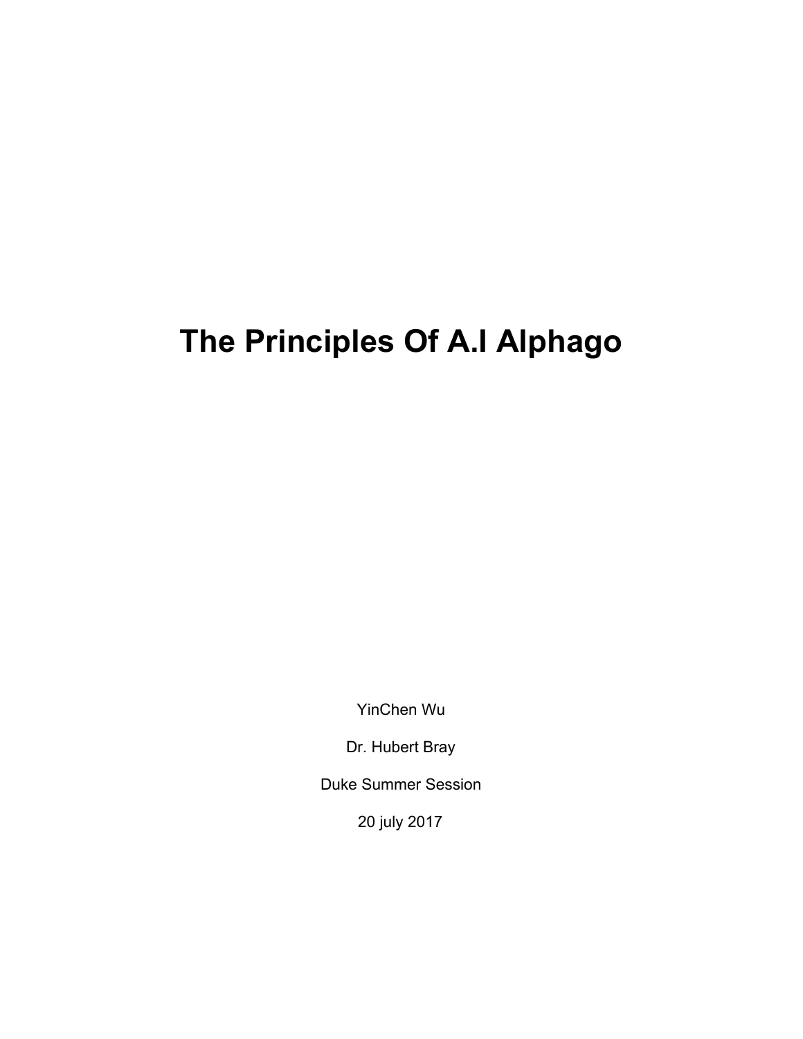# The Principles Of A.I Alphago

YinChen Wu

Dr. Hubert Bray

Duke Summer Session

20 july 2017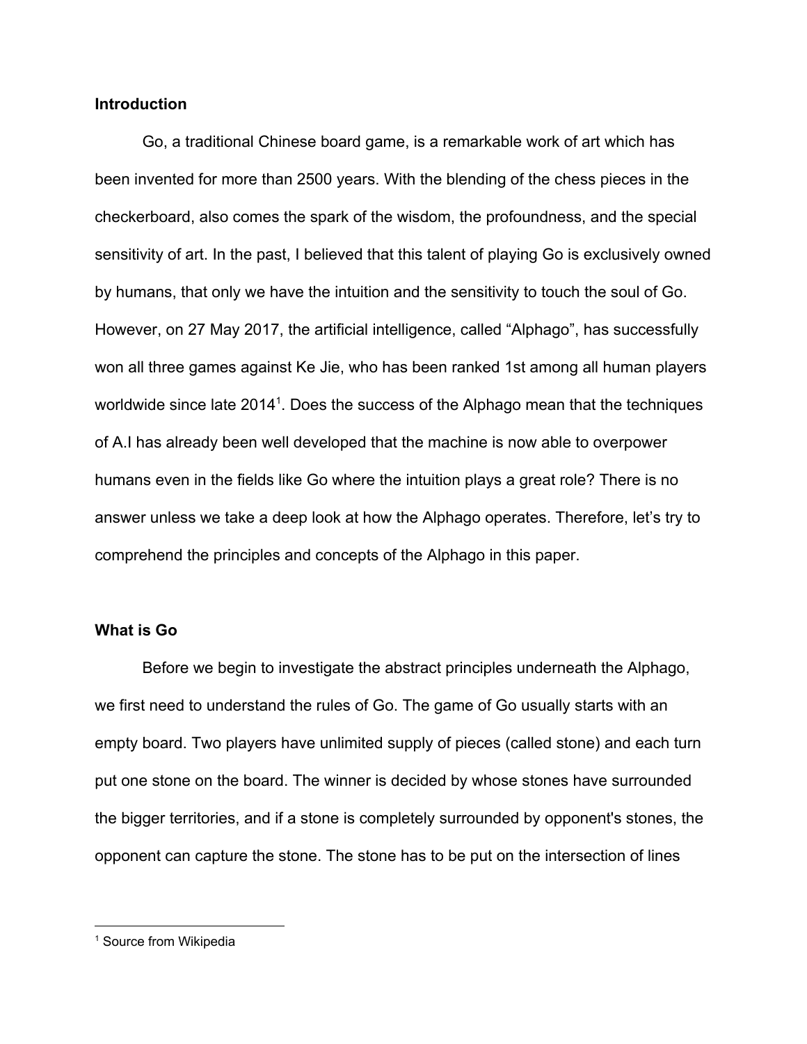**Introduction**

Go, a traditional Chinese board game, is a remarkable work of art which has been invented for more than 2500 years. With the blending of the chess pieces in the checkerboard, also comes the spark of the wisdom, the profoundness, and the special sensitivity of art. In the past, I believed that this talent of playing Go is exclusively owned by humans, that only we have the intuition and the sensitivity to touch the soul of Go. However, on 27 May 2017, the artificial intelligence, called “Alphago”, has successfully won all three games against Ke Jie, who has been ranked 1st among all human players worldwide since late 2014[1]. Does the success of the Alphago mean that the techniques of A.I has already been well developed that the machine is now able to overpower humans even in the fields like Go where the intuition plays a great role? There is no answer unless we take a deep look at how the Alphago operates. Therefore, let’s try to comprehend the principles and concepts of the Alphago in this paper.

**What is Go**

Before we begin to investigate the abstract principles underneath the Alphago, we first need to understand the rules of Go. The game of Go usually starts with an empty board. Two players have unlimited supply of pieces (called stone) and each turn put one stone on the board. The winner is decided by whose stones have surrounded the bigger territories, and if a stone is completely surrounded by opponent's stones, the opponent can capture the stone. The stone has to be put on the intersection of lines

[1] Source from Wikipedia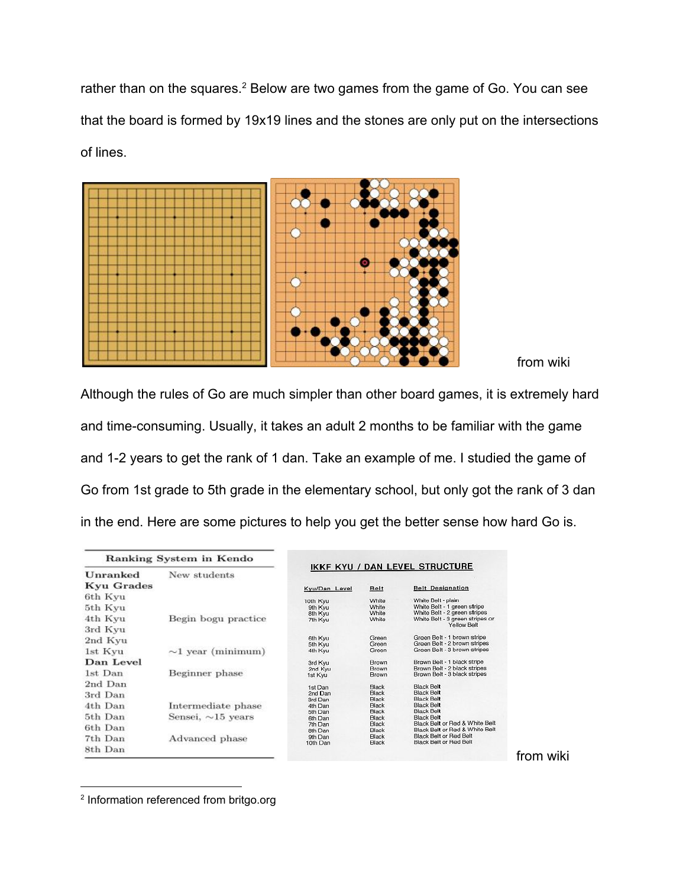rather than on the squares.[2] Below are two games from the game of Go. You can see that the board is formed by 19x19 lines and the stones are only put on the intersections of lines.

from wiki

Although the rules of Go are much simpler than other board games, it is extremely hard and time-consuming. Usually, it takes an adult 2 months to be familiar with the game and 1-2 years to get the rank of 1 dan. Take an example of me. I studied the game of Go from 1st grade to 5th grade in the elementary school, but only got the rank of 3 dan in the end. Here are some pictures to help you get the better sense how hard Go is.

**Ranking System in Kendo**

| | |
|---|---|
| **Unranked** | New students |
| **Kyu Grades** | |
| 6th Kyu | |
| 5th Kyu | |
| 4th Kyu | Begin bogu practice |
| 3rd Kyu | |
| 2nd Kyu | |
| 1st Kyu | ~1 year (minimum) |
| **Dan Level** | |
| 1st Dan | Beginner phase |
| 2nd Dan | |
| 3rd Dan | |
| 4th Dan | Intermediate phase |
| 5th Dan | Sensei, ~15 years |
| 6th Dan | |
| 7th Dan | Advanced phase |
| 8th Dan | |

**IKKF KYU / DAN LEVEL STRUCTURE**

| Kyu/Dan Level | Belt | Belt Designation |
|---|---|---|
| 10th Kyu | White | White Belt - plain |
| 9th Kyu | White | White Belt - 1 green stripe |
| 8th Kyu | White | White Belt - 2 green stripes |
| 7th Kyu | White | White Belt - 3 green stripes or Yellow Belt |
| 6th Kyu | Green | Green Belt - 1 brown stripe |
| 5th Kyu | Green | Green Belt - 2 brown stripes |
| 4th Kyu | Green | Green Belt - 3 brown stripes |
| 3rd Kyu | Brown | Brown Belt - 1 black stripe |
| 2nd Kyu | Brown | Brown Belt - 2 black stripes |
| 1st Kyu | Brown | Brown Belt - 3 black stripes |
| 1st Dan | Black | Black Belt |
| 2nd Dan | Black | Black Belt |
| 3rd Dan | Black | Black Belt |
| 4th Dan | Black | Black Belt |
| 5th Dan | Black | Black Belt |
| 6th Dan | Black | Black Belt |
| 7th Dan | Black | Black Belt or Red & White Belt |
| 8th Dan | Black | Black Belt or Red & White Belt |
| 9th Dan | Black | Black Belt or Red Belt |
| 10th Dan | Black | Black Belt or Red Belt |

from wiki

[2] Information referenced from britgo.org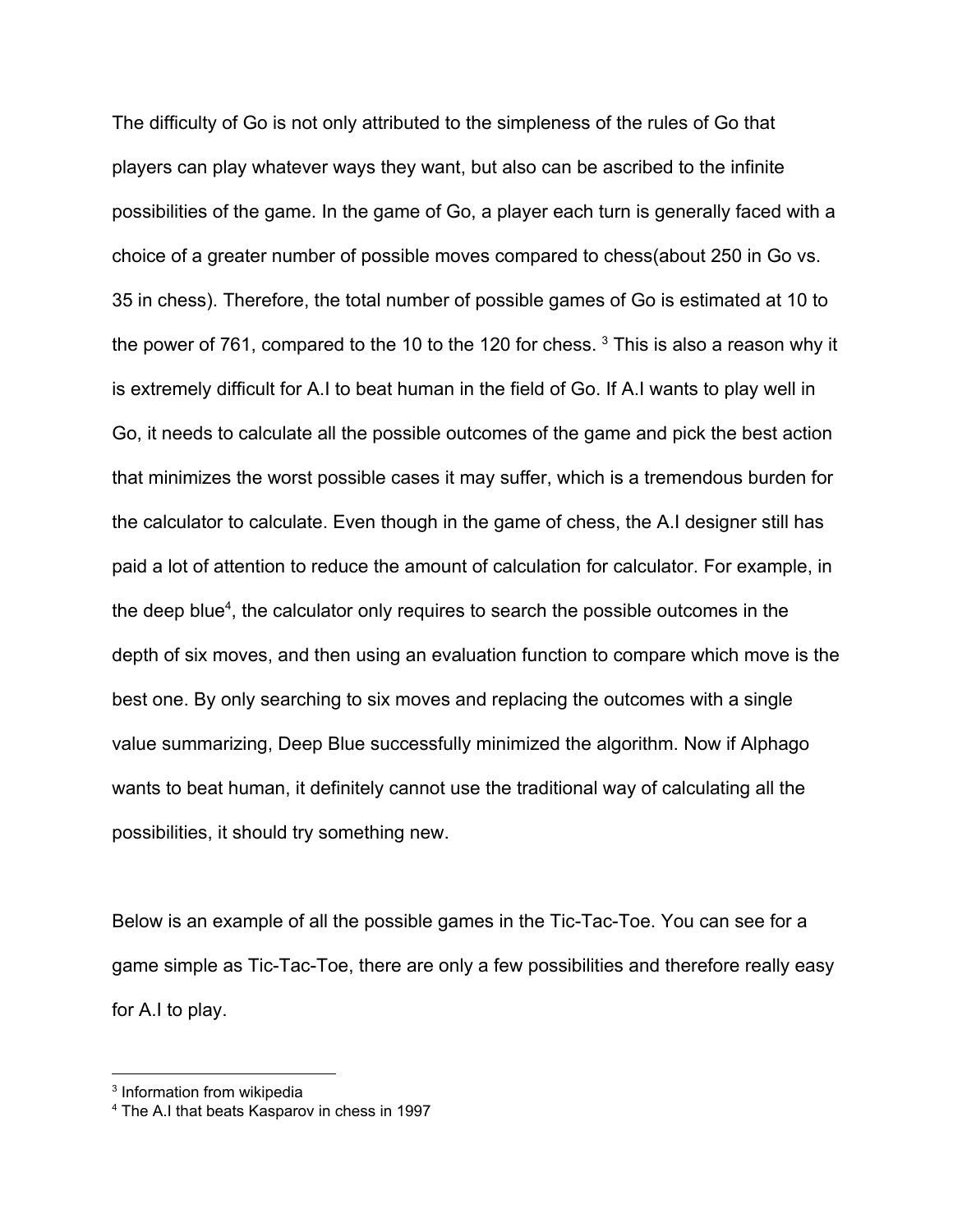The difficulty of Go is not only attributed to the simpleness of the rules of Go that players can play whatever ways they want, but also can be ascribed to the infinite possibilities of the game. In the game of Go, a player each turn is generally faced with a choice of a greater number of possible moves compared to chess(about 250 in Go vs. 35 in chess). Therefore, the total number of possible games of Go is estimated at 10 to the power of 761, compared to the 10 to the 120 for chess. [3] This is also a reason why it is extremely difficult for A.I to beat human in the field of Go. If A.I wants to play well in Go, it needs to calculate all the possible outcomes of the game and pick the best action that minimizes the worst possible cases it may suffer, which is a tremendous burden for the calculator to calculate. Even though in the game of chess, the A.I designer still has paid a lot of attention to reduce the amount of calculation for calculator. For example, in the deep blue[4], the calculator only requires to search the possible outcomes in the depth of six moves, and then using an evaluation function to compare which move is the best one. By only searching to six moves and replacing the outcomes with a single value summarizing, Deep Blue successfully minimized the algorithm. Now if Alphago wants to beat human, it definitely cannot use the traditional way of calculating all the possibilities, it should try something new.

Below is an example of all the possible games in the Tic-Tac-Toe. You can see for a game simple as Tic-Tac-Toe, there are only a few possibilities and therefore really easy for A.I to play.

---

[3] Information from wikipedia

[4] The A.I that beats Kasparov in chess in 1997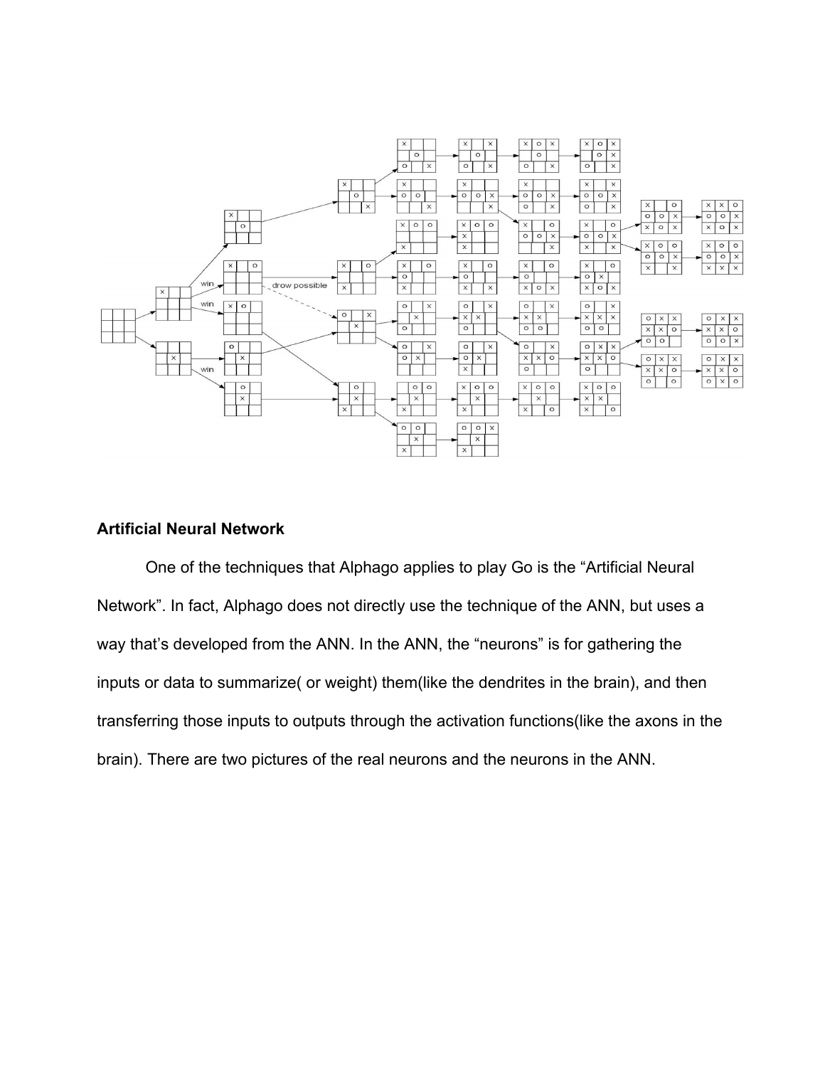win

win

drow possible

win

## Artificial Neural Network

One of the techniques that Alphago applies to play Go is the “Artificial Neural Network”. In fact, Alphago does not directly use the technique of the ANN, but uses a way that’s developed from the ANN. In the ANN, the “neurons” is for gathering the inputs or data to summarize( or weight) them(like the dendrites in the brain), and then transferring those inputs to outputs through the activation functions(like the axons in the brain). There are two pictures of the real neurons and the neurons in the ANN.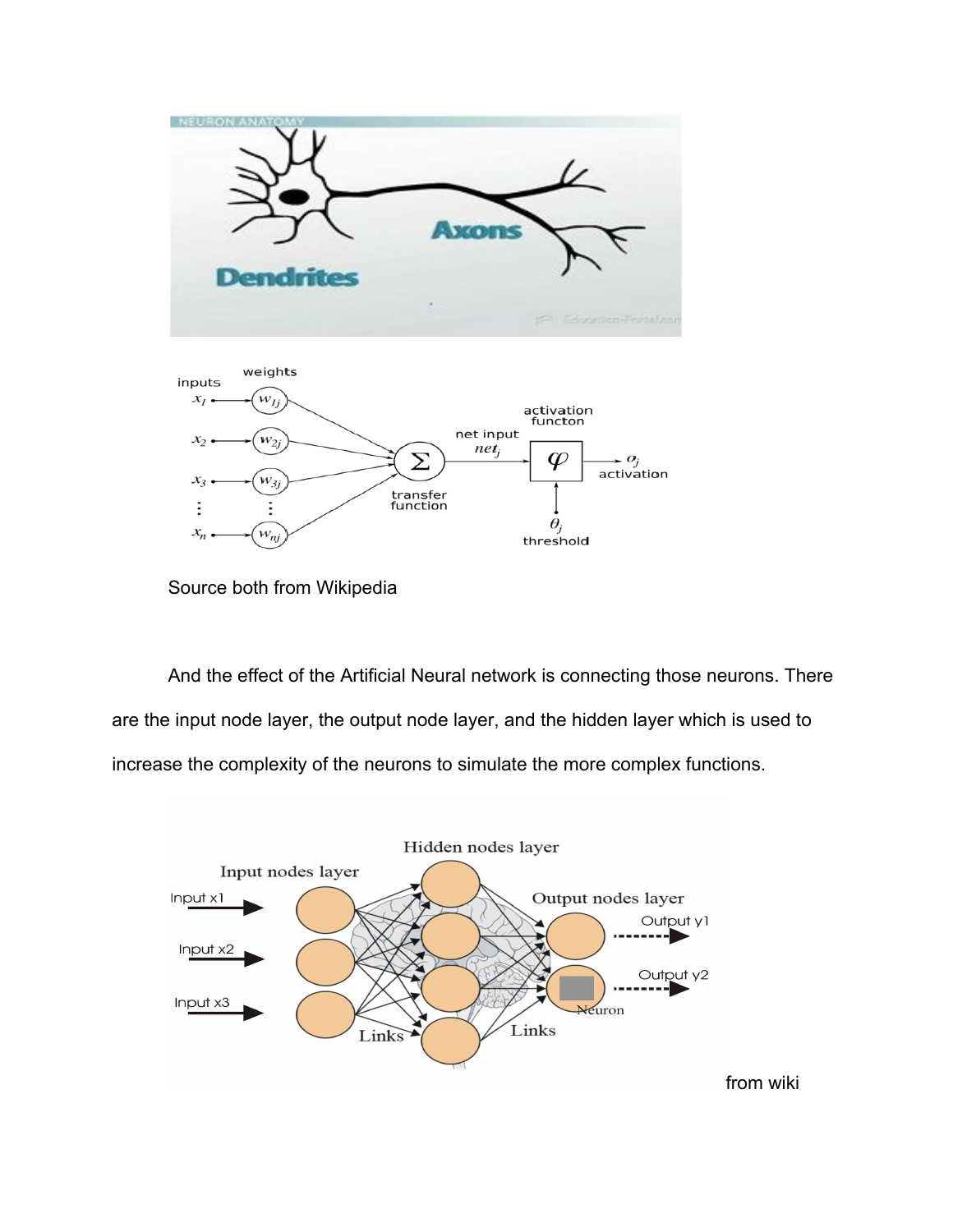Source both from Wikipedia

And the effect of the Artificial Neural network is connecting those neurons. There are the input node layer, the output node layer, and the hidden layer which is used to increase the complexity of the neurons to simulate the more complex functions.

from wiki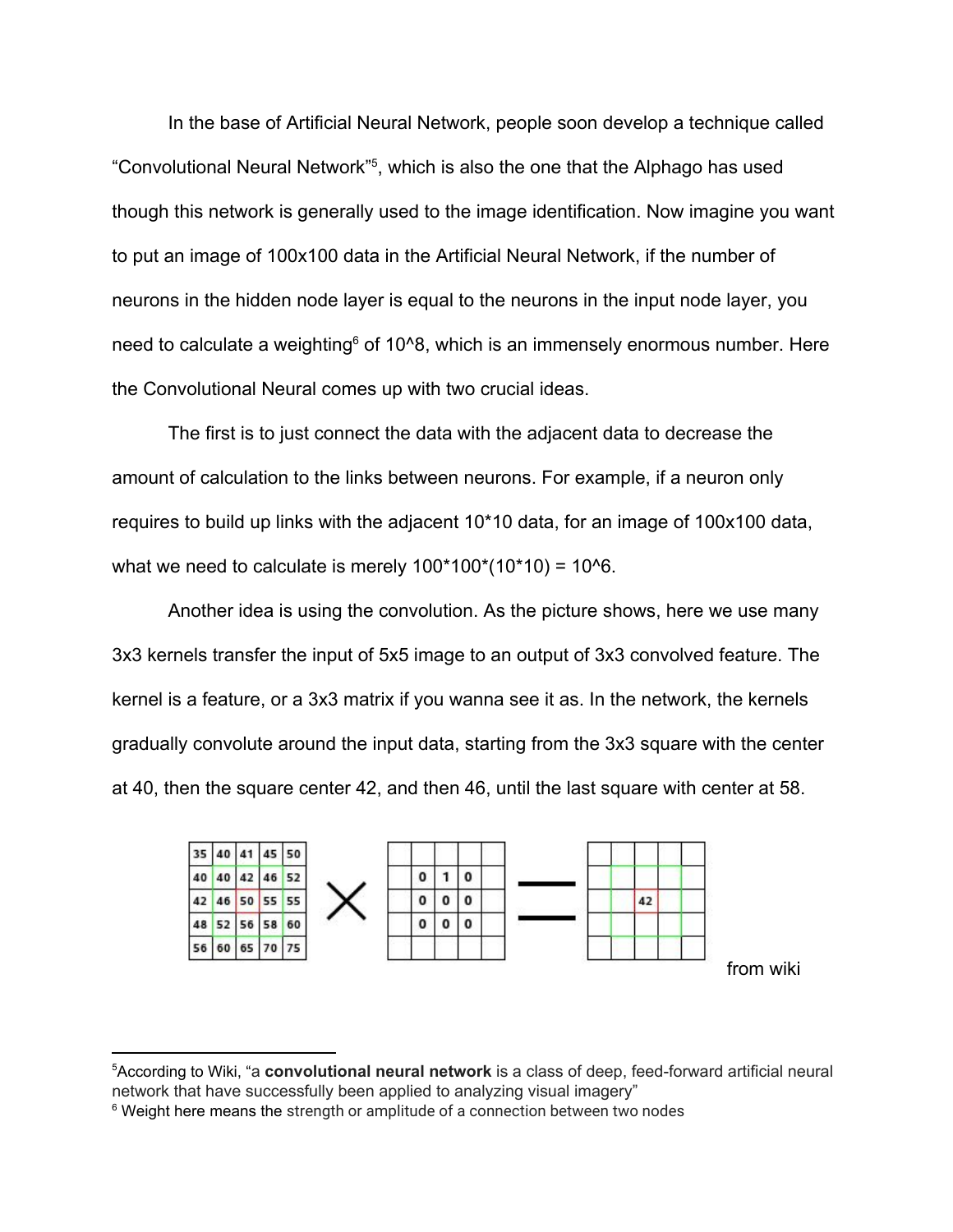In the base of Artificial Neural Network, people soon develop a technique called "Convolutional Neural Network"[5], which is also the one that the Alphago has used though this network is generally used to the image identification. Now imagine you want to put an image of 100x100 data in the Artificial Neural Network, if the number of neurons in the hidden node layer is equal to the neurons in the input node layer, you need to calculate a weighting[6] of 10^8, which is an immensely enormous number. Here the Convolutional Neural comes up with two crucial ideas.

The first is to just connect the data with the adjacent data to decrease the amount of calculation to the links between neurons. For example, if a neuron only requires to build up links with the adjacent 10*10 data, for an image of 100x100 data, what we need to calculate is merely 100*100*(10*10) = 10^6.

Another idea is using the convolution. As the picture shows, here we use many 3x3 kernels transfer the input of 5x5 image to an output of 3x3 convolved feature. The kernel is a feature, or a 3x3 matrix if you wanna see it as. In the network, the kernels gradually convolute around the input data, starting from the 3x3 square with the center at 40, then the square center 42, and then 46, until the last square with center at 58.

| | | | | |
|---|---|---|---|---|
| 35 | 40 | 41 | 45 | 50 |
| 40 | 40 | 42 | 46 | 52 |
| 42 | 46 | 50 | 55 | 55 |
| 48 | 52 | 56 | 58 | 60 |
| 56 | 60 | 65 | 70 | 75 |

×

| | | | | |
|---|---|---|---|---|
| | | | | |
| | 0 | 1 | 0 | |
| | 0 | 0 | 0 | |
| | 0 | 0 | 0 | |
| | | | | |

=

| | | | | |
|---|---|---|---|---|
| | | | | |
| | | | | |
| | | 42 | | |
| | | | | |
| | | | | |

from wiki

---

[5] According to Wiki, "a **convolutional neural network** is a class of deep, feed-forward artificial neural network that have successfully been applied to analyzing visual imagery"

[6] Weight here means the strength or amplitude of a connection between two nodes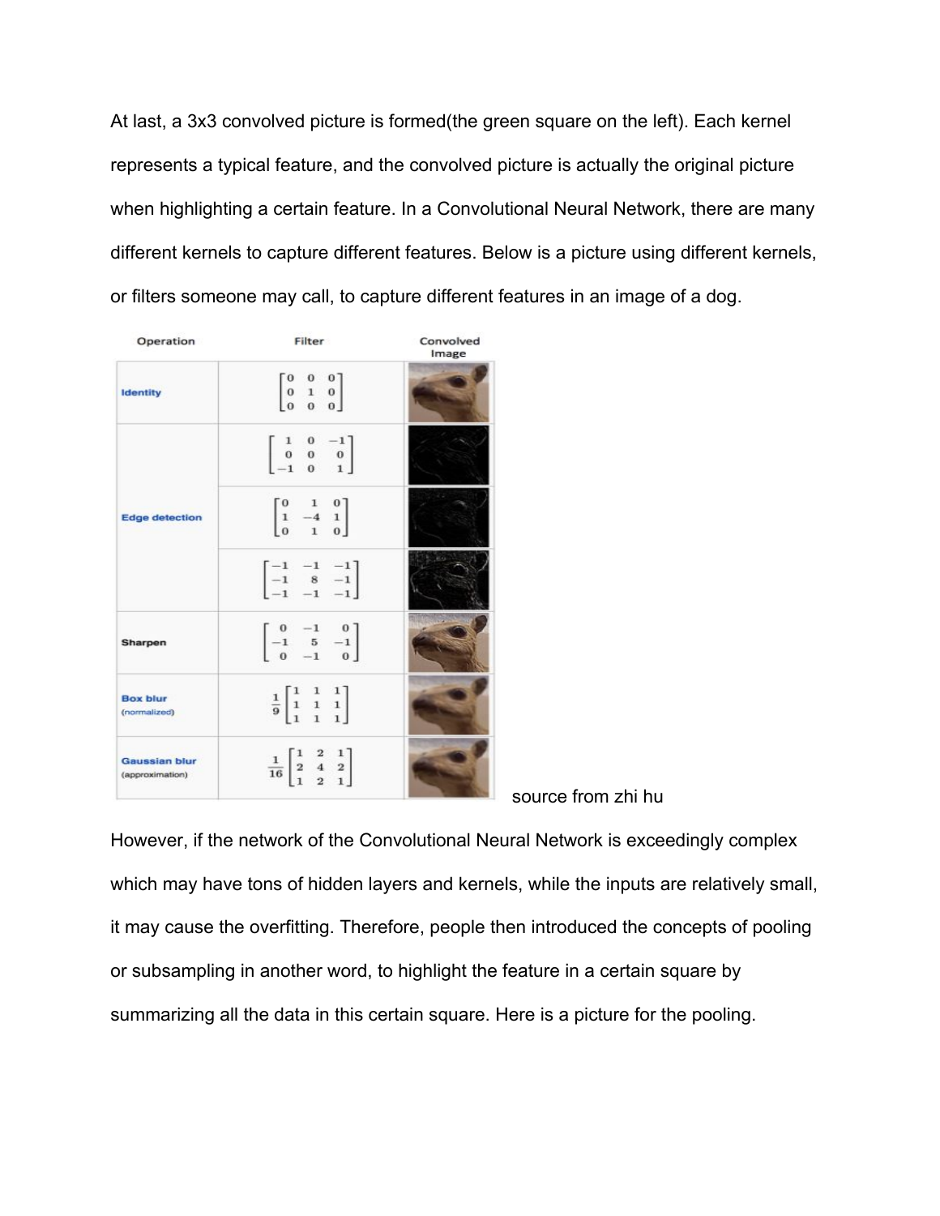At last, a 3x3 convolved picture is formed(the green square on the left). Each kernel represents a typical feature, and the convolved picture is actually the original picture when highlighting a certain feature. In a Convolutional Neural Network, there are many different kernels to capture different features. Below is a picture using different kernels, or filters someone may call, to capture different features in an image of a dog.

| Operation | Filter | Convolved Image |
|---|---|---|
| Identity | $\begin{bmatrix} 0 & 0 & 0 \\ 0 & 1 & 0 \\ 0 & 0 & 0 \end{bmatrix}$ | |
| Edge detection | $\begin{bmatrix} 1 & 0 & -1 \\ 0 & 0 & 0 \\ -1 & 0 & 1 \end{bmatrix}$ | |
| | $\begin{bmatrix} 0 & 1 & 0 \\ 1 & -4 & 1 \\ 0 & 1 & 0 \end{bmatrix}$ | |
| | $\begin{bmatrix} -1 & -1 & -1 \\ -1 & 8 & -1 \\ -1 & -1 & -1 \end{bmatrix}$ | |
| Sharpen | $\begin{bmatrix} 0 & -1 & 0 \\ -1 & 5 & -1 \\ 0 & -1 & 0 \end{bmatrix}$ | |
| Box blur (normalized) | $\frac{1}{9}\begin{bmatrix} 1 & 1 & 1 \\ 1 & 1 & 1 \\ 1 & 1 & 1 \end{bmatrix}$ | |
| Gaussian blur (approximation) | $\frac{1}{16}\begin{bmatrix} 1 & 2 & 1 \\ 2 & 4 & 2 \\ 1 & 2 & 1 \end{bmatrix}$ | |

source from zhi hu

However, if the network of the Convolutional Neural Network is exceedingly complex which may have tons of hidden layers and kernels, while the inputs are relatively small, it may cause the overfitting. Therefore, people then introduced the concepts of pooling or subsampling in another word, to highlight the feature in a certain square by summarizing all the data in this certain square. Here is a picture for the pooling.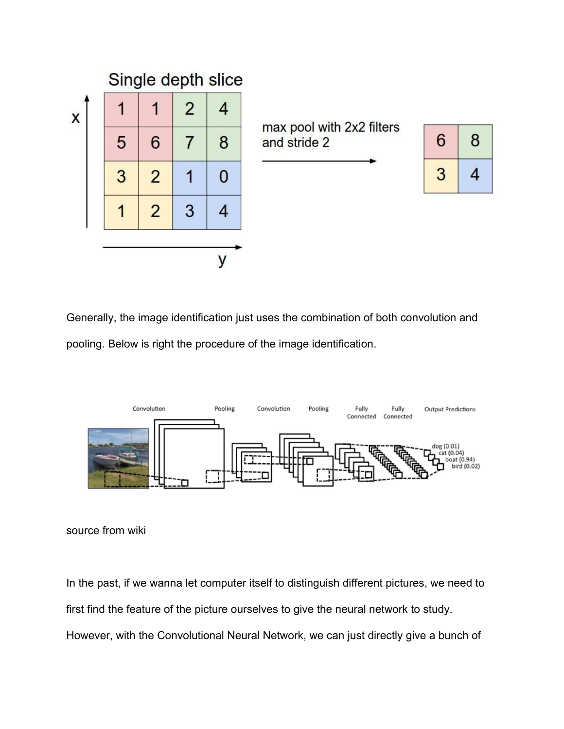Generally, the image identification just uses the combination of both convolution and pooling. Below is right the procedure of the image identification.

source from wiki

In the past, if we wanna let computer itself to distinguish different pictures, we need to first find the feature of the picture ourselves to give the neural network to study. However, with the Convolutional Neural Network, we can just directly give a bunch of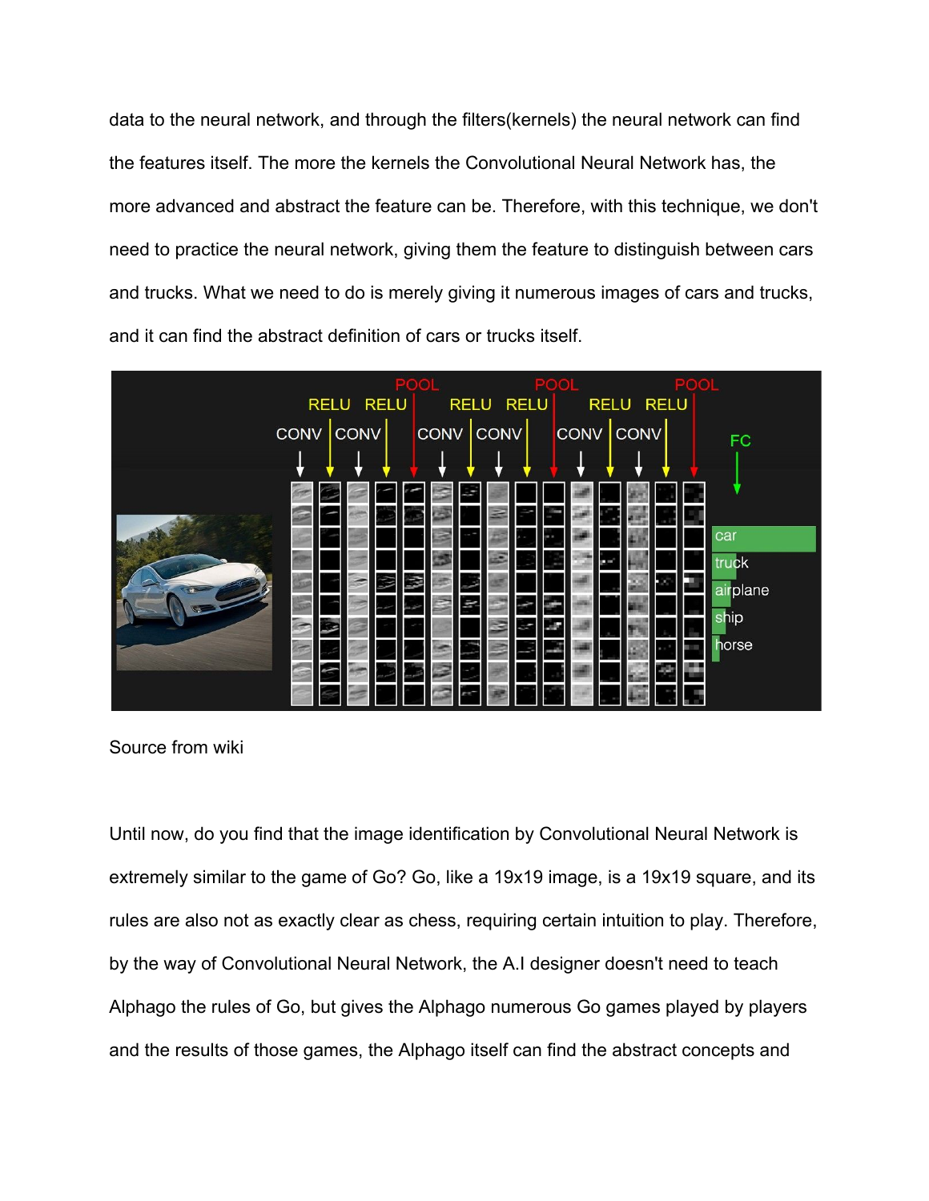data to the neural network, and through the filters(kernels) the neural network can find the features itself. The more the kernels the Convolutional Neural Network has, the more advanced and abstract the feature can be. Therefore, with this technique, we don't need to practice the neural network, giving them the feature to distinguish between cars and trucks. What we need to do is merely giving it numerous images of cars and trucks, and it can find the abstract definition of cars or trucks itself.

POOL POOL POOL

RELU RELU RELU RELU RELU RELU

CONV CONV CONV CONV CONV CONV

FC

car

truck

airplane

ship

horse

Source from wiki

Until now, do you find that the image identification by Convolutional Neural Network is extremely similar to the game of Go? Go, like a 19x19 image, is a 19x19 square, and its rules are also not as exactly clear as chess, requiring certain intuition to play. Therefore, by the way of Convolutional Neural Network, the A.I designer doesn't need to teach Alphago the rules of Go, but gives the Alphago numerous Go games played by players and the results of those games, the Alphago itself can find the abstract concepts and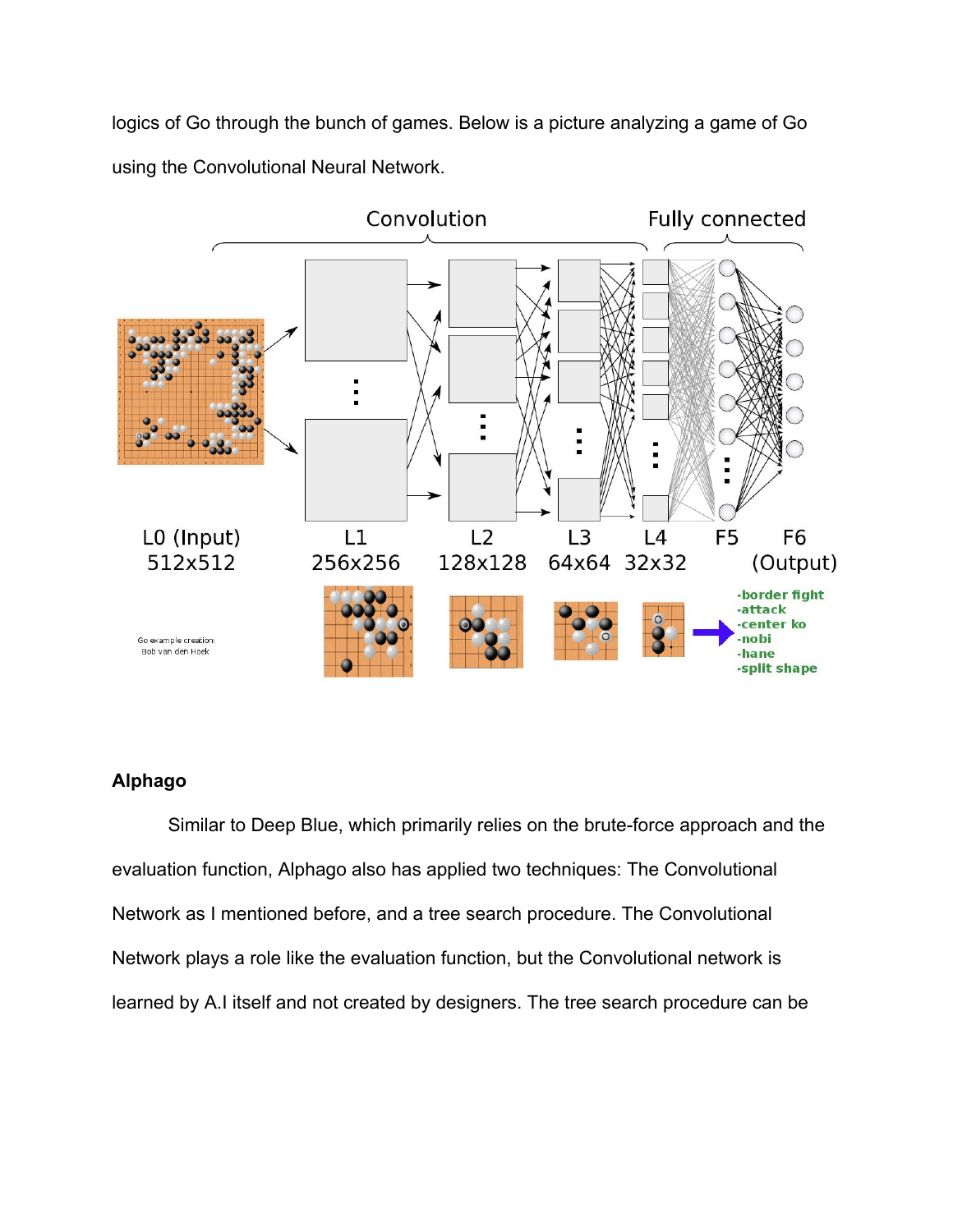logics of Go through the bunch of games. Below is a picture analyzing a game of Go using the Convolutional Neural Network.

Convolution

Fully connected

L0 (Input)
512x512

L1
256x256

L2
128x128

L3
64x64

L4
32x32

F5

F6
(Output)

Go example creation:
Bob van den Hoek

-border fight
-attack
-center ko
-nobi
-hane
-split shape

**Alphago**

Similar to Deep Blue, which primarily relies on the brute-force approach and the evaluation function, Alphago also has applied two techniques: The Convolutional Network as I mentioned before, and a tree search procedure. The Convolutional Network plays a role like the evaluation function, but the Convolutional network is learned by A.I itself and not created by designers. The tree search procedure can be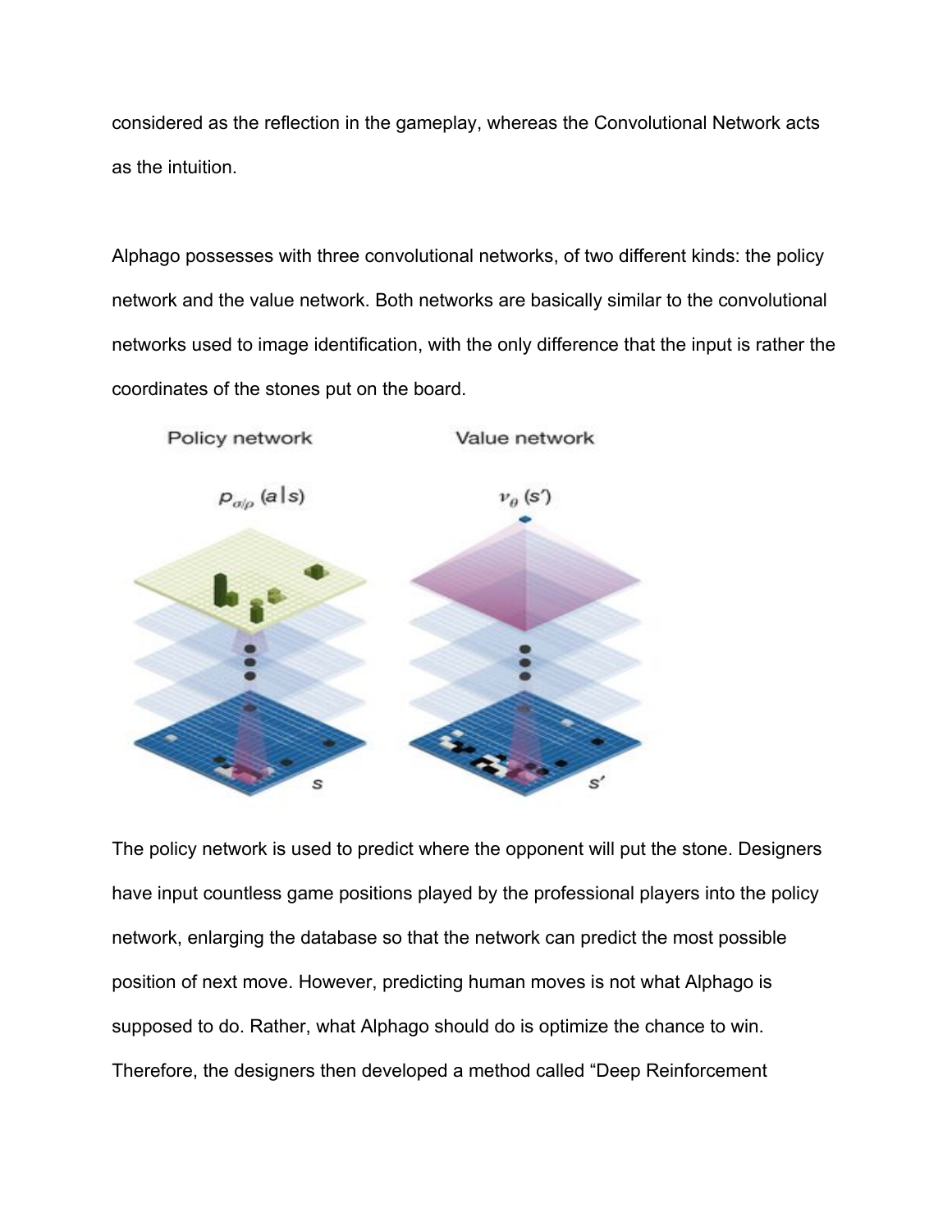considered as the reflection in the gameplay, whereas the Convolutional Network acts as the intuition.

Alphago possesses with three convolutional networks, of two different kinds: the policy network and the value network. Both networks are basically similar to the convolutional networks used to image identification, with the only difference that the input is rather the coordinates of the stones put on the board.

Policy network

$p_{\sigma/\rho}(a|s)$

$s$

Value network

$v_\theta(s')$

$s'$

The policy network is used to predict where the opponent will put the stone. Designers have input countless game positions played by the professional players into the policy network, enlarging the database so that the network can predict the most possible position of next move. However, predicting human moves is not what Alphago is supposed to do. Rather, what Alphago should do is optimize the chance to win. Therefore, the designers then developed a method called "Deep Reinforcement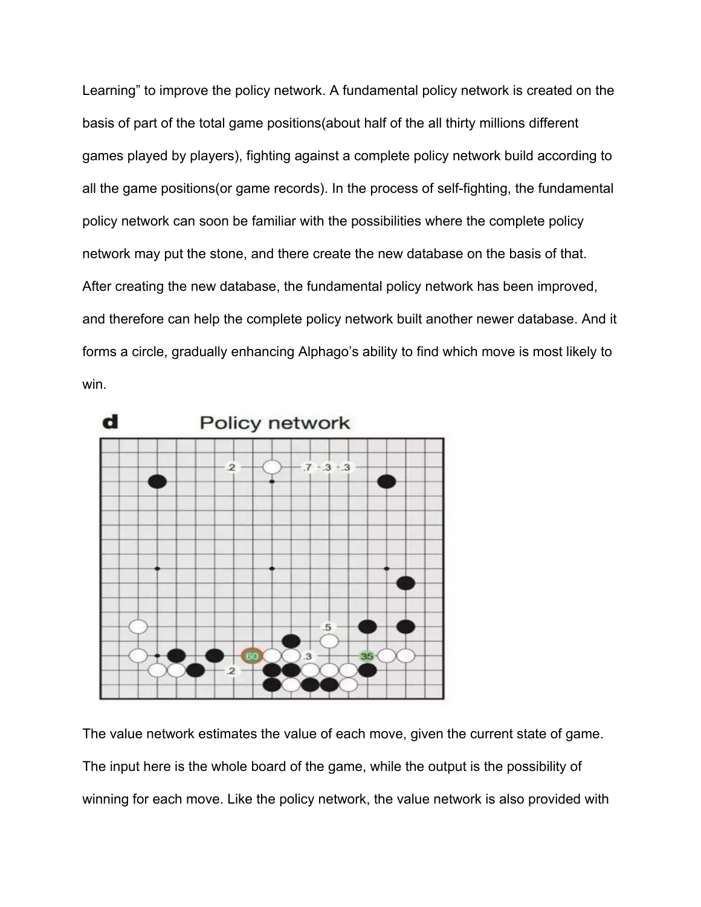Learning” to improve the policy network. A fundamental policy network is created on the basis of part of the total game positions(about half of the all thirty millions different games played by players), fighting against a complete policy network build according to all the game positions(or game records). In the process of self-fighting, the fundamental policy network can soon be familiar with the possibilities where the complete policy network may put the stone, and there create the new database on the basis of that. After creating the new database, the fundamental policy network has been improved, and therefore can help the complete policy network built another newer database. And it forms a circle, gradually enhancing Alphago’s ability to find which move is most likely to win.

d

Policy network

.2 .7 .3 .3

.5

60 .3 35

.2

The value network estimates the value of each move, given the current state of game. The input here is the whole board of the game, while the output is the possibility of winning for each move. Like the policy network, the value network is also provided with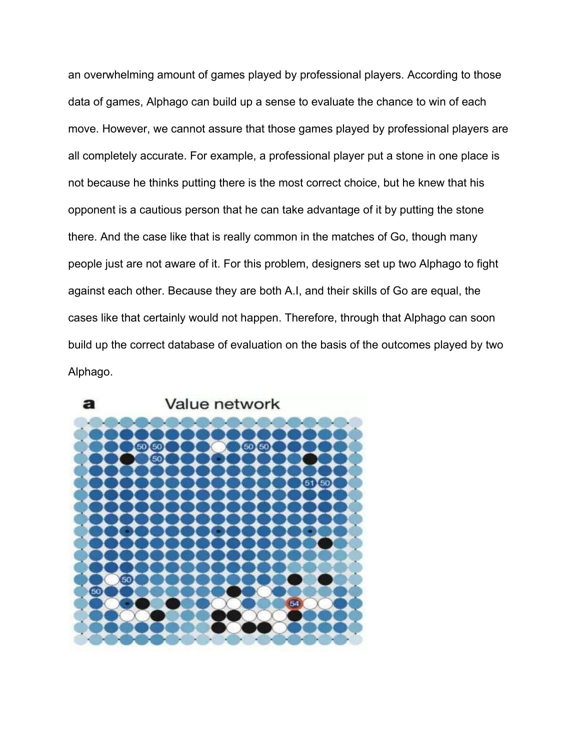an overwhelming amount of games played by professional players. According to those data of games, Alphago can build up a sense to evaluate the chance to win of each move. However, we cannot assure that those games played by professional players are all completely accurate. For example, a professional player put a stone in one place is not because he thinks putting there is the most correct choice, but he knew that his opponent is a cautious person that he can take advantage of it by putting the stone there. And the case like that is really common in the matches of Go, though many people just are not aware of it. For this problem, designers set up two Alphago to fight against each other. Because they are both A.I, and their skills of Go are equal, the cases like that certainly would not happen. Therefore, through that Alphago can soon build up the correct database of evaluation on the basis of the outcomes played by two Alphago.

a

Value network

50 50

50 50

50

51 50

50

50

54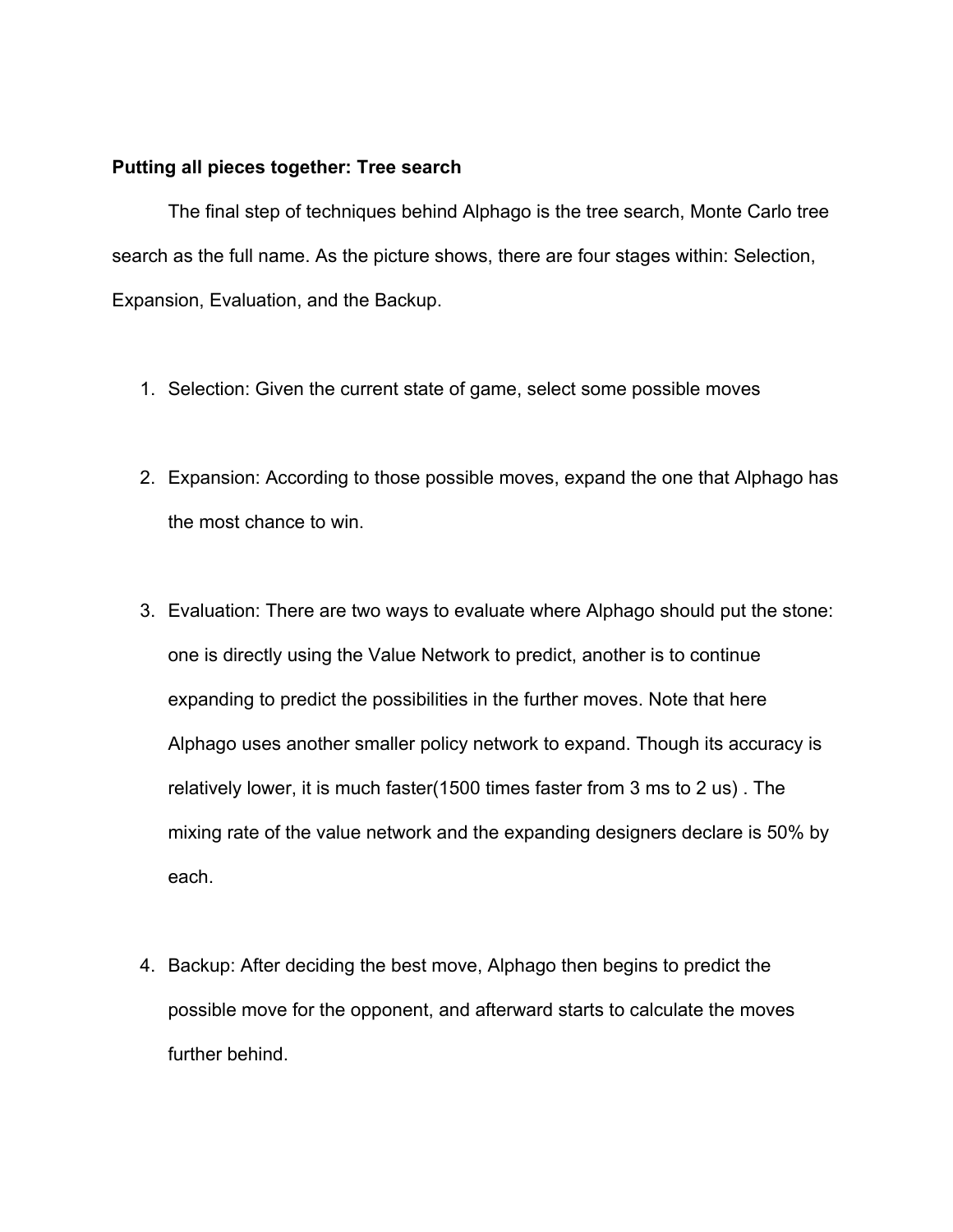**Putting all pieces together: Tree search**

The final step of techniques behind Alphago is the tree search, Monte Carlo tree search as the full name. As the picture shows, there are four stages within: Selection, Expansion, Evaluation, and the Backup.

1. Selection: Given the current state of game, select some possible moves

2. Expansion: According to those possible moves, expand the one that Alphago has the most chance to win.

3. Evaluation: There are two ways to evaluate where Alphago should put the stone: one is directly using the Value Network to predict, another is to continue expanding to predict the possibilities in the further moves. Note that here Alphago uses another smaller policy network to expand. Though its accuracy is relatively lower, it is much faster(1500 times faster from 3 ms to 2 us) . The mixing rate of the value network and the expanding designers declare is 50% by each.

4. Backup: After deciding the best move, Alphago then begins to predict the possible move for the opponent, and afterward starts to calculate the moves further behind.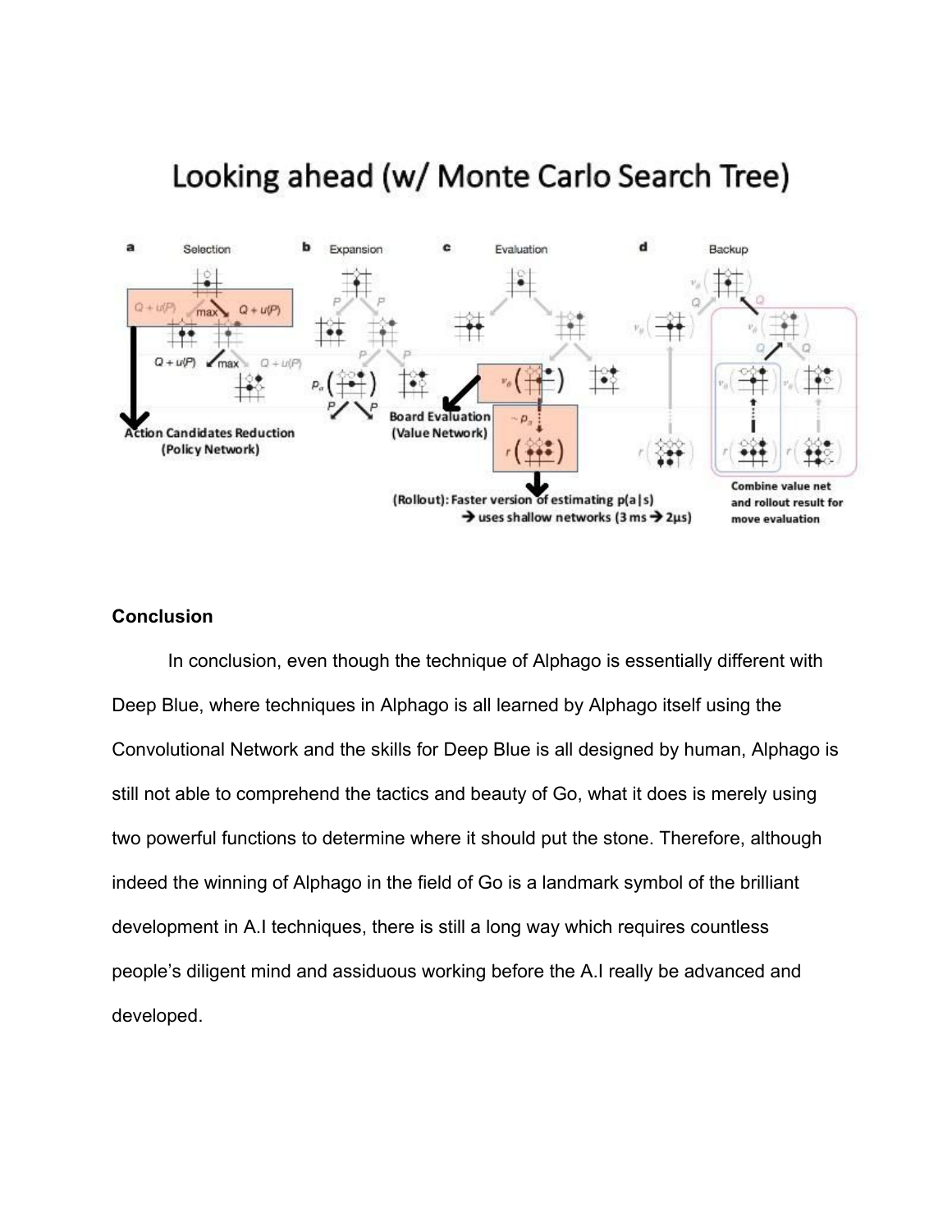# Looking ahead (w/ Monte Carlo Search Tree)

a Selection

$Q + u(P)$ max $Q + u(P)$

$Q + u(P)$ max $Q + u(P)$

Action Candidates Reduction (Policy Network)

b Expansion

P P

P P

$p_\sigma$

P P

Board Evaluation (Value Network)

c Evaluation

$v_\theta$

$\sim p_\pi$

$r$

(Rollout): Faster version of estimating p(a|s)
→ uses shallow networks (3 ms → 2μs)

d Backup

$v_\theta$ Q Q

$v_\theta$ $v_\theta$

Q Q

$v_\theta$ $v_\theta$

$r$ $r$ $r$

Combine value net and rollout result for move evaluation

**Conclusion**

In conclusion, even though the technique of Alphago is essentially different with Deep Blue, where techniques in Alphago is all learned by Alphago itself using the Convolutional Network and the skills for Deep Blue is all designed by human, Alphago is still not able to comprehend the tactics and beauty of Go, what it does is merely using two powerful functions to determine where it should put the stone. Therefore, although indeed the winning of Alphago in the field of Go is a landmark symbol of the brilliant development in A.I techniques, there is still a long way which requires countless people's diligent mind and assiduous working before the A.I really be advanced and developed.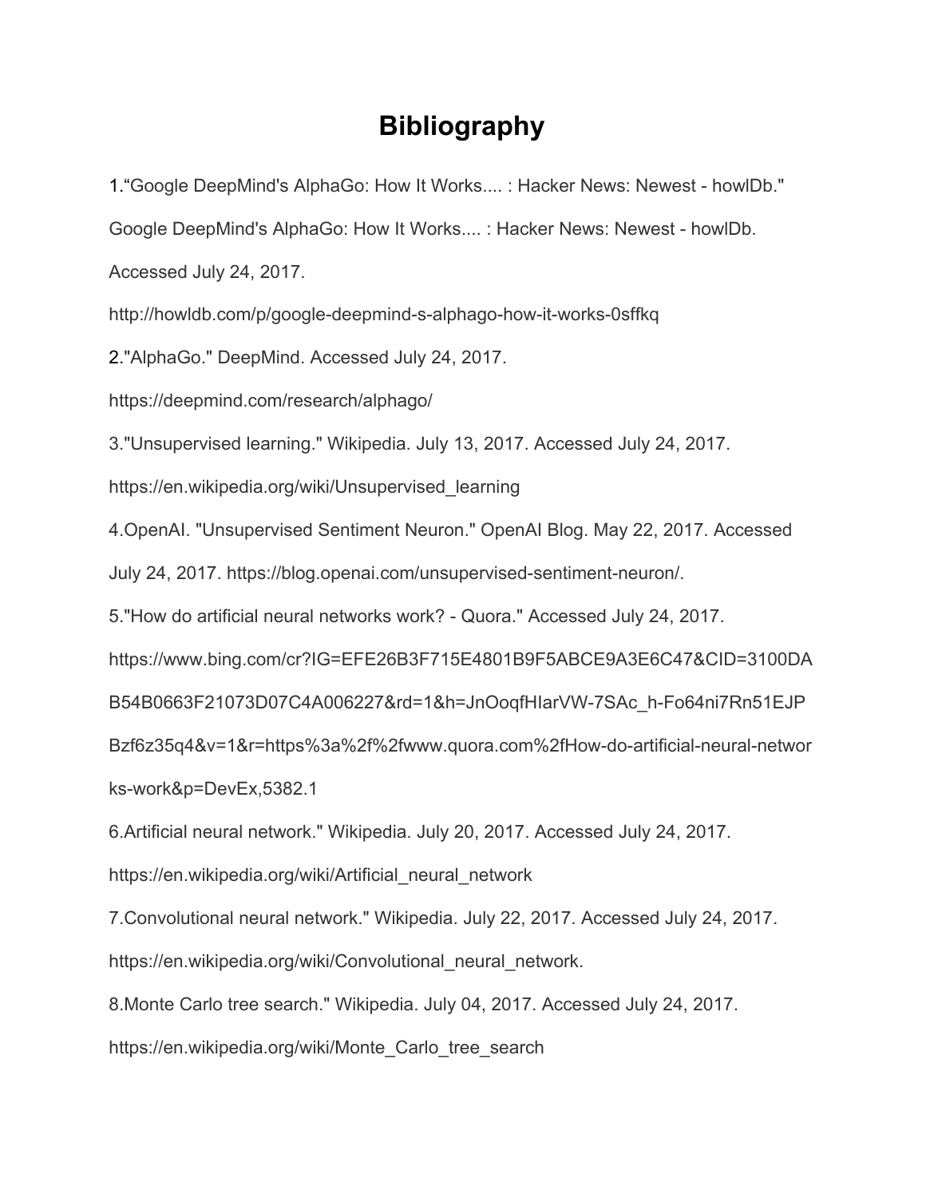# Bibliography

1.“Google DeepMind's AlphaGo: How It Works.... : Hacker News: Newest - howlDb." Google DeepMind's AlphaGo: How It Works.... : Hacker News: Newest - howlDb. Accessed July 24, 2017. http://howldb.com/p/google-deepmind-s-alphago-how-it-works-0sffkq

2."AlphaGo." DeepMind. Accessed July 24, 2017. https://deepmind.com/research/alphago/

3."Unsupervised learning." Wikipedia. July 13, 2017. Accessed July 24, 2017. https://en.wikipedia.org/wiki/Unsupervised_learning

4.OpenAI. "Unsupervised Sentiment Neuron." OpenAI Blog. May 22, 2017. Accessed July 24, 2017. https://blog.openai.com/unsupervised-sentiment-neuron/.

5."How do artificial neural networks work? - Quora." Accessed July 24, 2017. https://www.bing.com/cr?IG=EFE26B3F715E4801B9F5ABCE9A3E6C47&CID=3100DAB54B0663F21073D07C4A006227&rd=1&h=JnOoqfHIarVW-7SAc_h-Fo64ni7Rn51EJPBzf6z35q4&v=1&r=https%3a%2f%2fwww.quora.com%2fHow-do-artificial-neural-networks-work&p=DevEx,5382.1

6.Artificial neural network." Wikipedia. July 20, 2017. Accessed July 24, 2017. https://en.wikipedia.org/wiki/Artificial_neural_network

7.Convolutional neural network." Wikipedia. July 22, 2017. Accessed July 24, 2017. https://en.wikipedia.org/wiki/Convolutional_neural_network.

8.Monte Carlo tree search." Wikipedia. July 04, 2017. Accessed July 24, 2017. https://en.wikipedia.org/wiki/Monte_Carlo_tree_search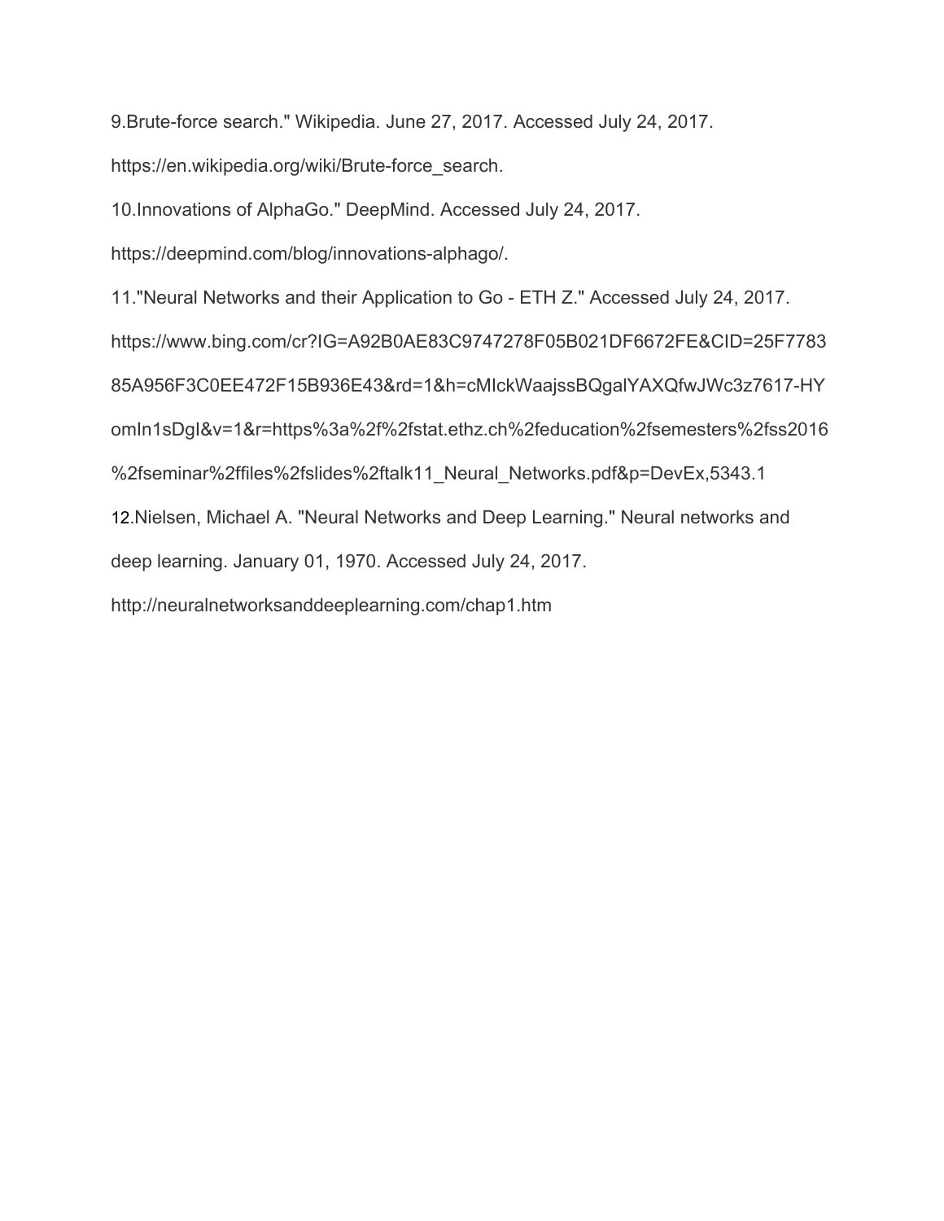9.Brute-force search." Wikipedia. June 27, 2017. Accessed July 24, 2017.

https://en.wikipedia.org/wiki/Brute-force_search.

10.Innovations of AlphaGo." DeepMind. Accessed July 24, 2017.

https://deepmind.com/blog/innovations-alphago/.

11."Neural Networks and their Application to Go - ETH Z." Accessed July 24, 2017.

https://www.bing.com/cr?IG=A92B0AE83C9747278F05B021DF6672FE&CID=25F778385A956F3C0EE472F15B936E43&rd=1&h=cMIckWaajssBQgalYAXQfwJWc3z7617-HYomIn1sDgI&v=1&r=https%3a%2f%2fstat.ethz.ch%2feducation%2fsemesters%2fss2016%2fseminar%2ffiles%2fslides%2ftalk11_Neural_Networks.pdf&p=DevEx,5343.1

12.Nielsen, Michael A. "Neural Networks and Deep Learning." Neural networks and deep learning. January 01, 1970. Accessed July 24, 2017.

http://neuralnetworksanddeeplearning.com/chap1.htm